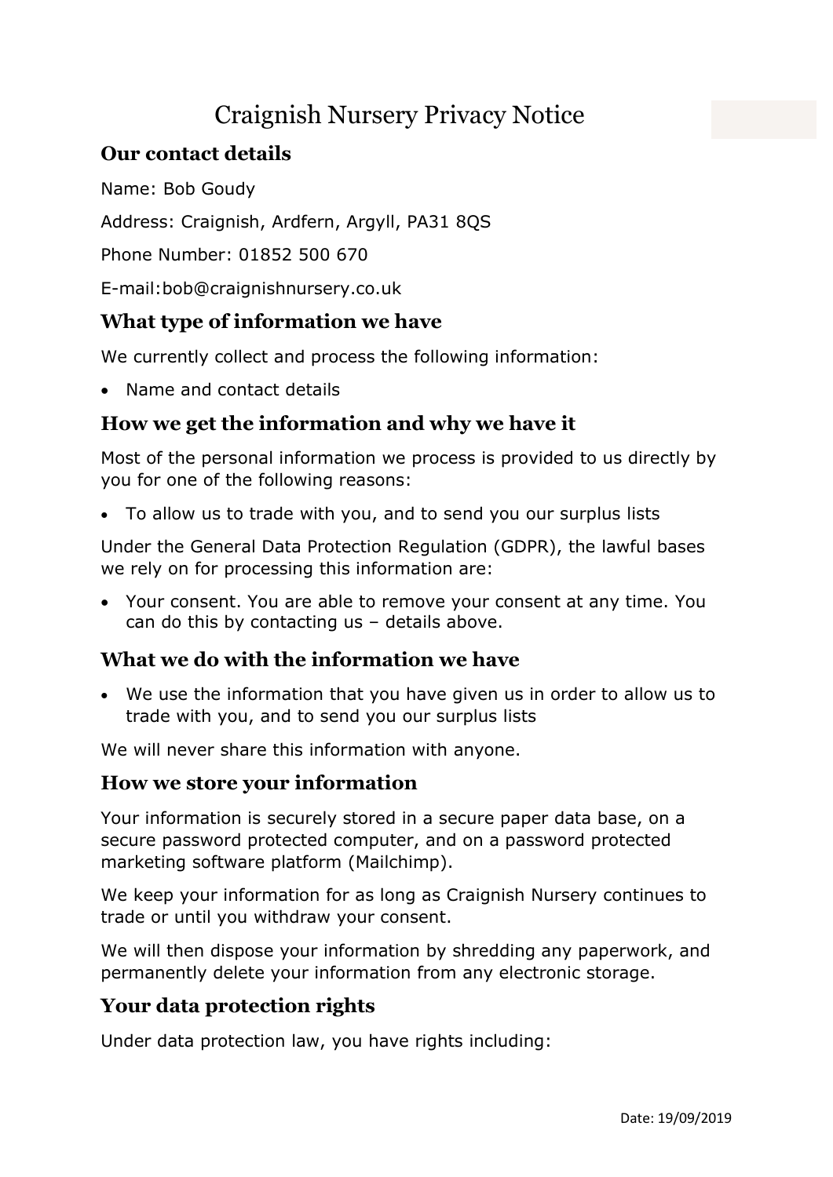# Craignish Nursery Privacy Notice

## Our contact details

Name: Bob Goudy

Address: Craignish, Ardfern, Argyll, PA31 8QS

Phone Number: 01852 500 670

E-mail:bob@craignishnursery.co.uk

## What type of information we have

We currently collect and process the following information:

- Name and contact details

## How we get the information and why we have it

Most of the personal information we process is provided to us directly by you for one of the following reasons:

- To allow us to trade with you, and to send you our surplus lists

Under the General Data Protection Regulation (GDPR), the lawful bases we rely on for processing this information are:

- Your consent. You are able to remove your consent at any time. You can do this by contacting us – details above.

## What we do with the information we have

- We use the information that you have given us in order to allow us to trade with you, and to send you our surplus lists

We will never share this information with anyone.

## How we store your information

Your information is securely stored in a secure paper data base, on a secure password protected computer, and on a password protected marketing software platform (Mailchimp).

We keep your information for as long as Craignish Nursery continues to trade or until you withdraw your consent.

We will then dispose your information by shredding any paperwork, and permanently delete your information from any electronic storage.

## Your data protection rights

Under data protection law, you have rights including:

Date: 19/09/2019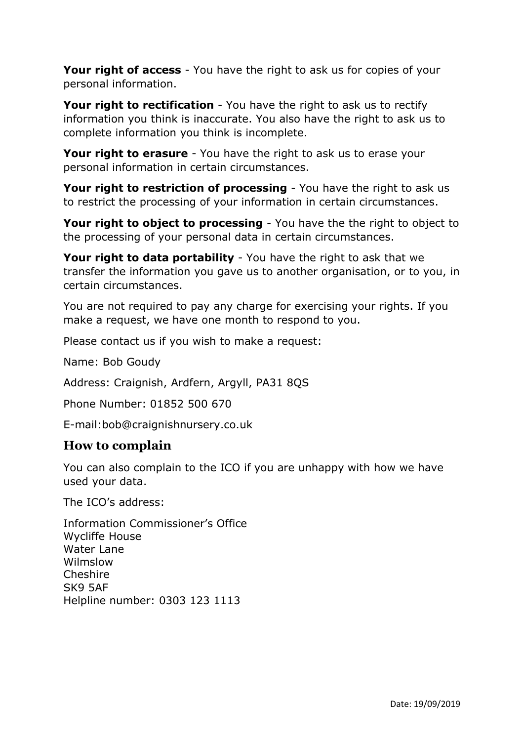**Your right of access** - You have the right to ask us for copies of your personal information.

**Your right to rectification** - You have the right to ask us to rectify information you think is inaccurate. You also have the right to ask us to complete information you think is incomplete.

**Your right to erasure** - You have the right to ask us to erase your personal information in certain circumstances.

**Your right to restriction of processing** - You have the right to ask us to restrict the processing of your information in certain circumstances.

**Your right to object to processing** - You have the the right to object to the processing of your personal data in certain circumstances.

**Your right to data portability** - You have the right to ask that we transfer the information you gave us to another organisation, or to you, in certain circumstances.

You are not required to pay any charge for exercising your rights. If you make a request, we have one month to respond to you.

Please contact us if you wish to make a request:

Name: Bob Goudy

Address: Craignish, Ardfern, Argyll, PA31 8QS

Phone Number: 01852 500 670

E-mail:bob@craignishnursery.co.uk

## How to complain

You can also complain to the ICO if you are unhappy with how we have used your data.

The ICO's address:

Information Commissioner's Office
Wycliffe House
Water Lane
Wilmslow
Cheshire
SK9 5AF
Helpline number: 0303 123 1113

Date: 19/09/2019